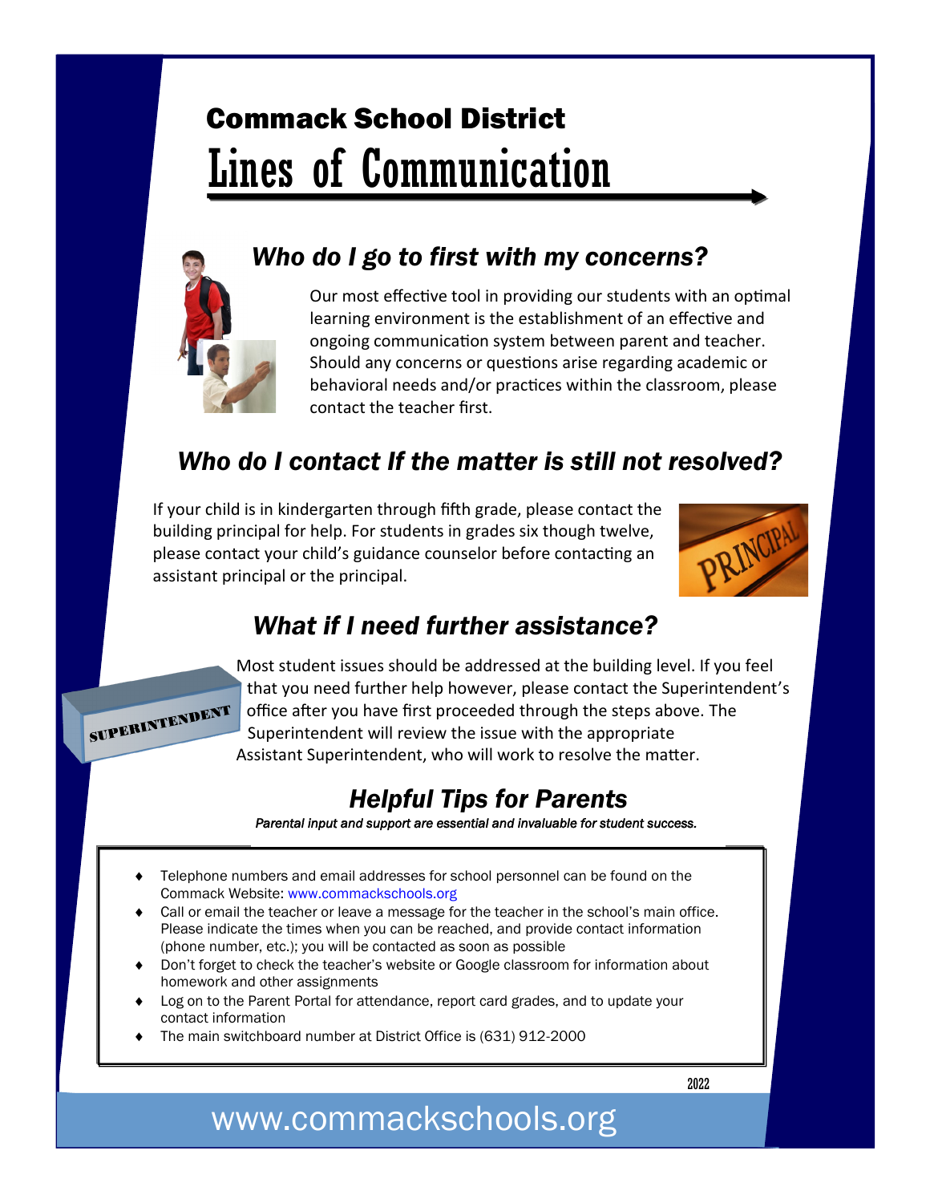# Commack School District

# Lines of Communication

## *Who do I go to first with my concerns?*

Our most effective tool in providing our students with an optimal learning environment is the establishment of an effective and ongoing communication system between parent and teacher. Should any concerns or questions arise regarding academic or behavioral needs and/or practices within the classroom, please contact the teacher first.

## *Who do I contact If the matter is still not resolved?*

If your child is in kindergarten through fifth grade, please contact the building principal for help. For students in grades six though twelve, please contact your child's guidance counselor before contacting an assistant principal or the principal.

## *What if I need further assistance?*

Most student issues should be addressed at the building level. If you feel that you need further help however, please contact the Superintendent's office after you have first proceeded through the steps above. The Superintendent will review the issue with the appropriate Assistant Superintendent, who will work to resolve the matter.

## *Helpful Tips for Parents*

*Parental input and support are essential and invaluable for student success.*

- Telephone numbers and email addresses for school personnel can be found on the Commack Website: www.commackschools.org
- Call or email the teacher or leave a message for the teacher in the school's main office. Please indicate the times when you can be reached, and provide contact information (phone number, etc.); you will be contacted as soon as possible
- Don't forget to check the teacher's website or Google classroom for information about homework and other assignments
- Log on to the Parent Portal for attendance, report card grades, and to update your contact information
- The main switchboard number at District Office is (631) 912-2000

2022

www.commackschools.org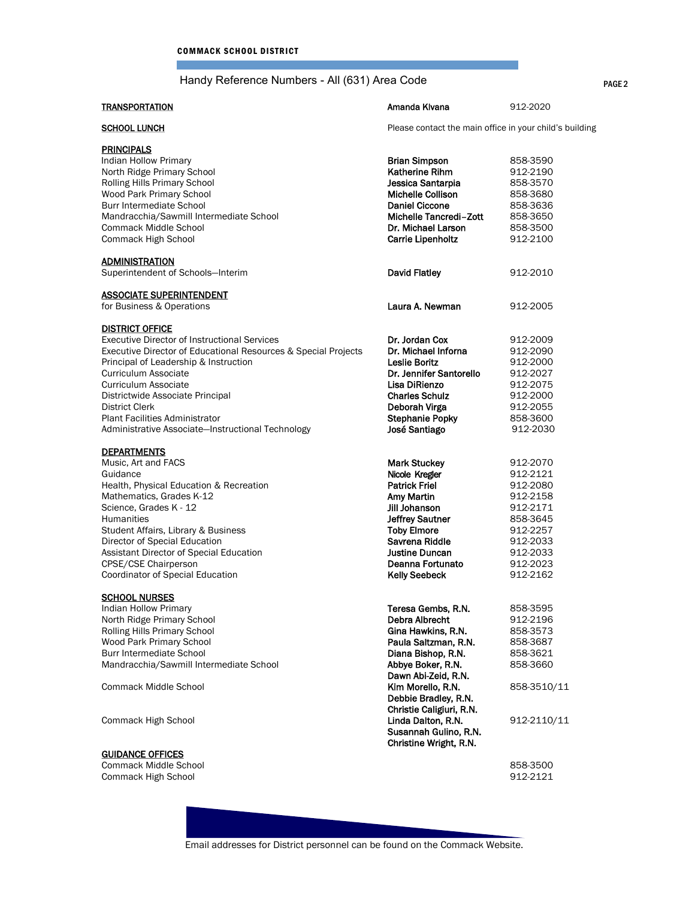COMMACK SCHOOL DISTRICT

## Handy Reference Numbers - All (631) Area Code

| | | |
|---|---|---|
| **TRANSPORTATION** | **Amanda Klvana** | 912-2020 |
| **SCHOOL LUNCH** | Please contact the main office in your child's building | |
| **PRINCIPALS** | | |
| Indian Hollow Primary | **Brian Simpson** | 858-3590 |
| North Ridge Primary School | **Katherine Rihm** | 912-2190 |
| Rolling Hills Primary School | **Jessica Santarpia** | 858-3570 |
| Wood Park Primary School | **Michelle Collison** | 858-3680 |
| Burr Intermediate School | **Daniel Ciccone** | 858-3636 |
| Mandracchia/Sawmill Intermediate School | **Michelle Tancredi–Zott** | 858-3650 |
| Commack Middle School | **Dr. Michael Larson** | 858-3500 |
| Commack High School | **Carrie Lipenholtz** | 912-2100 |
| **ADMINISTRATION** | | |
| Superintendent of Schools—Interim | **David Flatley** | 912-2010 |
| **ASSOCIATE SUPERINTENDENT** | | |
| for Business & Operations | **Laura A. Newman** | 912-2005 |
| **DISTRICT OFFICE** | | |
| Executive Director of Instructional Services | **Dr. Jordan Cox** | 912-2009 |
| Executive Director of Educational Resources & Special Projects | **Dr. Michael Inforna** | 912-2090 |
| Principal of Leadership & Instruction | **Leslie Boritz** | 912-2000 |
| Curriculum Associate | **Dr. Jennifer Santorello** | 912-2027 |
| Curriculum Associate | **Lisa DiRienzo** | 912-2075 |
| Districtwide Associate Principal | **Charles Schulz** | 912-2000 |
| District Clerk | **Deborah Virga** | 912-2055 |
| Plant Facilities Administrator | **Stephanie Popky** | 858-3600 |
| Administrative Associate—Instructional Technology | **José Santiago** | 912-2030 |
| **DEPARTMENTS** | | |
| Music, Art and FACS | **Mark Stuckey** | 912-2070 |
| Guidance | **Nicole Kregler** | 912-2121 |
| Health, Physical Education & Recreation | **Patrick Friel** | 912-2080 |
| Mathematics, Grades K-12 | **Amy Martin** | 912-2158 |
| Science, Grades K - 12 | **Jill Johanson** | 912-2171 |
| Humanities | **Jeffrey Sautner** | 858-3645 |
| Student Affairs, Library & Business | **Toby Elmore** | 912-2257 |
| Director of Special Education | **Savrena Riddle** | 912-2033 |
| Assistant Director of Special Education | **Justine Duncan** | 912-2033 |
| CPSE/CSE Chairperson | **Deanna Fortunato** | 912-2023 |
| Coordinator of Special Education | **Kelly Seebeck** | 912-2162 |
| **SCHOOL NURSES** | | |
| Indian Hollow Primary | **Teresa Gembs, R.N.** | 858-3595 |
| North Ridge Primary School | **Debra Albrecht** | 912-2196 |
| Rolling Hills Primary School | **Gina Hawkins, R.N.** | 858-3573 |
| Wood Park Primary School | **Paula Saltzman, R.N.** | 858-3687 |
| Burr Intermediate School | **Diana Bishop, R.N.** | 858-3621 |
| Mandracchia/Sawmill Intermediate School | **Abbye Boker, R.N.**<br>**Dawn Abi-Zeid, R.N.** | 858-3660 |
| Commack Middle School | **Kim Morello, R.N.**<br>**Debbie Bradley, R.N.**<br>**Christie Caligiuri, R.N.** | 858-3510/11 |
| Commack High School | **Linda Dalton, R.N.**<br>**Susannah Gulino, R.N.**<br>**Christine Wright, R.N.** | 912-2110/11 |
| **GUIDANCE OFFICES** | | |
| Commack Middle School | | 858-3500 |
| Commack High School | | 912-2121 |

Email addresses for District personnel can be found on the Commack Website.